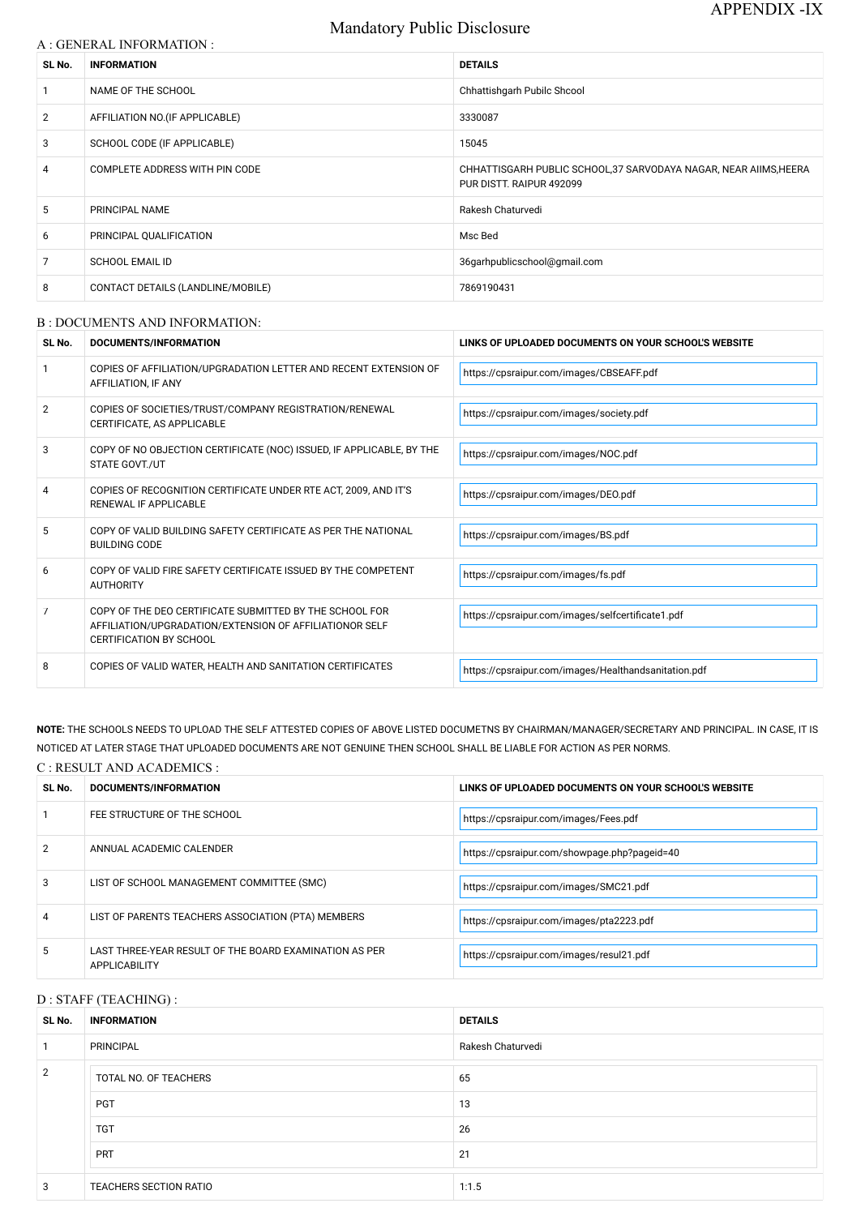APPENDIX -IX

# Mandatory Public Disclosure

## A : GENERAL INFORMATION :

| SL No. | INFORMATION | DETAILS |
|---|---|---|
| 1 | NAME OF THE SCHOOL | Chhattishgarh Pubilc Shcool |
| 2 | AFFILIATION NO.(IF APPLICABLE) | 3330087 |
| 3 | SCHOOL CODE (IF APPLICABLE) | 15045 |
| 4 | COMPLETE ADDRESS WITH PIN CODE | CHHATTISGARH PUBLIC SCHOOL,37 SARVODAYA NAGAR, NEAR AIIMS,HEERA PUR DISTT. RAIPUR 492099 |
| 5 | PRINCIPAL NAME | Rakesh Chaturvedi |
| 6 | PRINCIPAL QUALIFICATION | Msc Bed |
| 7 | SCHOOL EMAIL ID | 36garhpublicschool@gmail.com |
| 8 | CONTACT DETAILS (LANDLINE/MOBILE) | 7869190431 |

## B : DOCUMENTS AND INFORMATION:

| SL No. | DOCUMENTS/INFORMATION | LINKS OF UPLOADED DOCUMENTS ON YOUR SCHOOL'S WEBSITE |
|---|---|---|
| 1 | COPIES OF AFFILIATION/UPGRADATION LETTER AND RECENT EXTENSION OF AFFILIATION, IF ANY | https://cpsraipur.com/images/CBSEAFF.pdf |
| 2 | COPIES OF SOCIETIES/TRUST/COMPANY REGISTRATION/RENEWAL CERTIFICATE, AS APPLICABLE | https://cpsraipur.com/images/society.pdf |
| 3 | COPY OF NO OBJECTION CERTIFICATE (NOC) ISSUED, IF APPLICABLE, BY THE STATE GOVT./UT | https://cpsraipur.com/images/NOC.pdf |
| 4 | COPIES OF RECOGNITION CERTIFICATE UNDER RTE ACT, 2009, AND IT'S RENEWAL IF APPLICABLE | https://cpsraipur.com/images/DEO.pdf |
| 5 | COPY OF VALID BUILDING SAFETY CERTIFICATE AS PER THE NATIONAL BUILDING CODE | https://cpsraipur.com/images/BS.pdf |
| 6 | COPY OF VALID FIRE SAFETY CERTIFICATE ISSUED BY THE COMPETENT AUTHORITY | https://cpsraipur.com/images/fs.pdf |
| 7 | COPY OF THE DEO CERTIFICATE SUBMITTED BY THE SCHOOL FOR AFFILIATION/UPGRADATION/EXTENSION OF AFFILIATIONOR SELF CERTIFICATION BY SCHOOL | https://cpsraipur.com/images/selfcertificate1.pdf |
| 8 | COPIES OF VALID WATER, HEALTH AND SANITATION CERTIFICATES | https://cpsraipur.com/images/Healthandsanitation.pdf |

**NOTE:** THE SCHOOLS NEEDS TO UPLOAD THE SELF ATTESTED COPIES OF ABOVE LISTED DOCUMETNS BY CHAIRMAN/MANAGER/SECRETARY AND PRINCIPAL. IN CASE, IT IS NOTICED AT LATER STAGE THAT UPLOADED DOCUMENTS ARE NOT GENUINE THEN SCHOOL SHALL BE LIABLE FOR ACTION AS PER NORMS.

## C : RESULT AND ACADEMICS :

| SL No. | DOCUMENTS/INFORMATION | LINKS OF UPLOADED DOCUMENTS ON YOUR SCHOOL'S WEBSITE |
|---|---|---|
| 1 | FEE STRUCTURE OF THE SCHOOL | https://cpsraipur.com/images/Fees.pdf |
| 2 | ANNUAL ACADEMIC CALENDER | https://cpsraipur.com/showpage.php?pageid=40 |
| 3 | LIST OF SCHOOL MANAGEMENT COMMITTEE (SMC) | https://cpsraipur.com/images/SMC21.pdf |
| 4 | LIST OF PARENTS TEACHERS ASSOCIATION (PTA) MEMBERS | https://cpsraipur.com/images/pta2223.pdf |
| 5 | LAST THREE-YEAR RESULT OF THE BOARD EXAMINATION AS PER APPLICABILITY | https://cpsraipur.com/images/resul21.pdf |

## D : STAFF (TEACHING) :

| SL No. | INFORMATION | DETAILS |
|---|---|---|
| 1 | PRINCIPAL | Rakesh Chaturvedi |
| 2 | TOTAL NO. OF TEACHERS | 65 |
| | PGT | 13 |
| | TGT | 26 |
| | PRT | 21 |
| 3 | TEACHERS SECTION RATIO | 1:1.5 |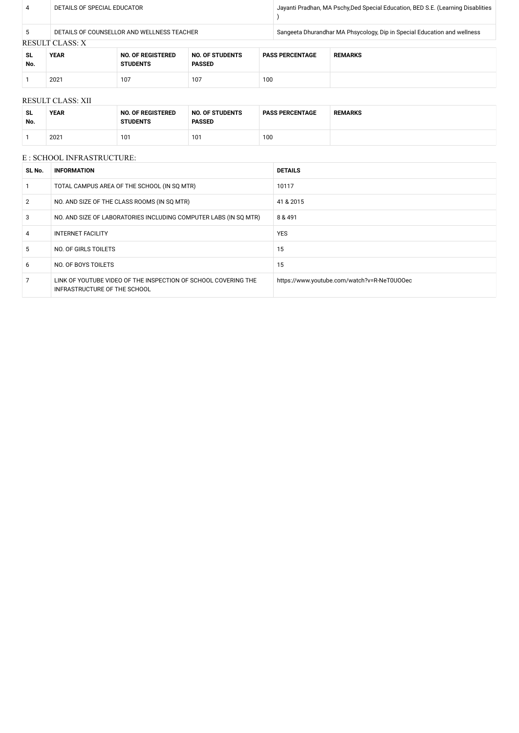| | | |
|---|---|---|
| 4 | DETAILS OF SPECIAL EDUCATOR | Jayanti Pradhan, MA Pschy,Ded Special Education, BED S.E. (Learning Disablities ) |
| 5 | DETAILS OF COUNSELLOR AND WELLNESS TEACHER | Sangeeta Dhurandhar MA Phsycology, Dip in Special Education and wellness |

RESULT CLASS: X

| SL No. | YEAR | NO. OF REGISTERED STUDENTS | NO. OF STUDENTS PASSED | PASS PERCENTAGE | REMARKS |
|---|---|---|---|---|---|
| 1 | 2021 | 107 | 107 | 100 | |

RESULT CLASS: XII

| SL No. | YEAR | NO. OF REGISTERED STUDENTS | NO. OF STUDENTS PASSED | PASS PERCENTAGE | REMARKS |
|---|---|---|---|---|---|
| 1 | 2021 | 101 | 101 | 100 | |

E : SCHOOL INFRASTRUCTURE:

| SL No. | INFORMATION | DETAILS |
|---|---|---|
| 1 | TOTAL CAMPUS AREA OF THE SCHOOL (IN SQ MTR) | 10117 |
| 2 | NO. AND SIZE OF THE CLASS ROOMS (IN SQ MTR) | 41 & 2015 |
| 3 | NO. AND SIZE OF LABORATORIES INCLUDING COMPUTER LABS (IN SQ MTR) | 8 & 491 |
| 4 | INTERNET FACILITY | YES |
| 5 | NO. OF GIRLS TOILETS | 15 |
| 6 | NO. OF BOYS TOILETS | 15 |
| 7 | LINK OF YOUTUBE VIDEO OF THE INSPECTION OF SCHOOL COVERING THE INFRASTRUCTURE OF THE SCHOOL | https://www.youtube.com/watch?v=R-NeT0UOOec |